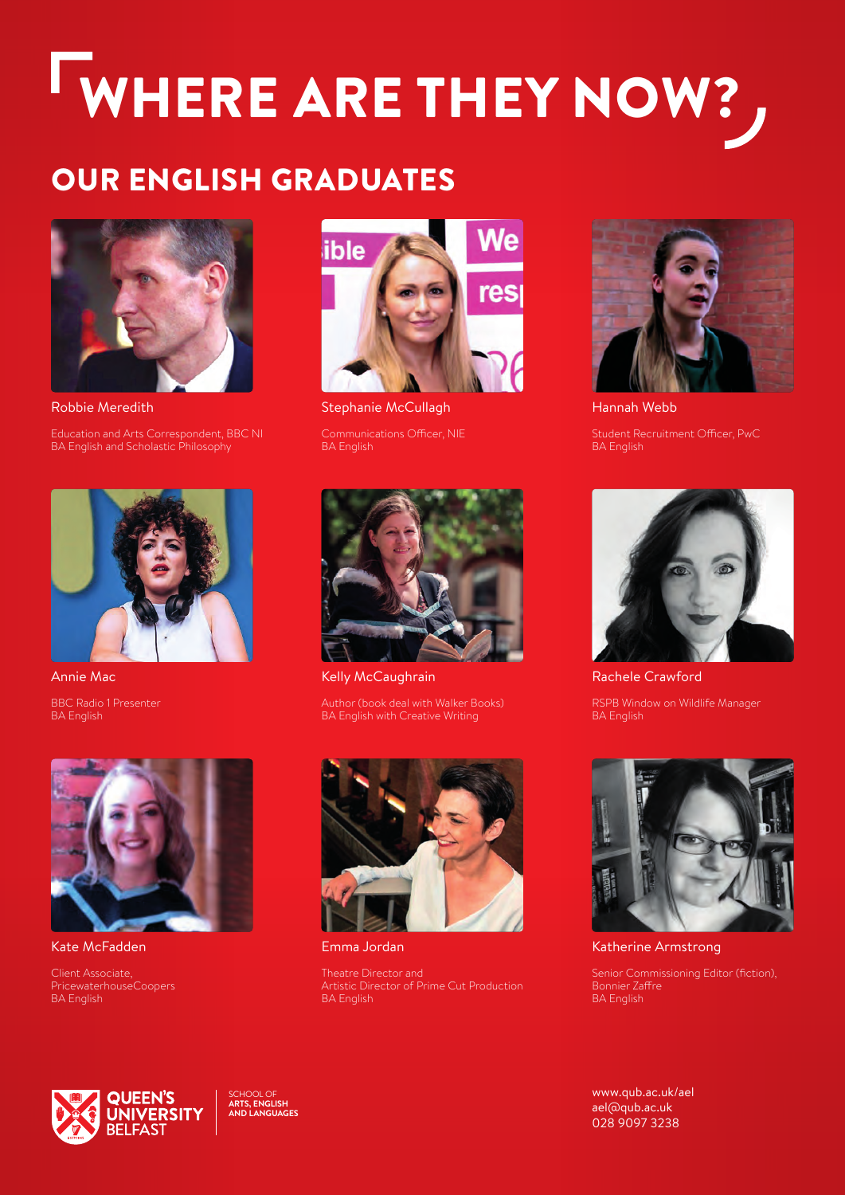# WHERE ARE THEY NOW?

## OUR ENGLISH GRADUATES

**Robbie Meredith**

Education and Arts Correspondent, BBC NI
BA English and Scholastic Philosophy

**Stephanie McCullagh**

Communications Officer, NIE
BA English

**Hannah Webb**

Student Recruitment Officer, PwC
BA English

**Annie Mac**

BBC Radio 1 Presenter
BA English

**Kelly McCaughrain**

Author (book deal with Walker Books)
BA English with Creative Writing

**Rachele Crawford**

RSPB Window on Wildlife Manager
BA English

**Kate McFadden**

Client Associate,
PricewaterhouseCoopers
BA English

**Emma Jordan**

Theatre Director and
Artistic Director of Prime Cut Production
BA English

**Katherine Armstrong**

Senior Commissioning Editor (fiction),
Bonnier Zaffre
BA English

QUEEN'S UNIVERSITY BELFAST

SCHOOL OF ARTS, ENGLISH AND LANGUAGES

www.qub.ac.uk/ael
ael@qub.ac.uk
028 9097 3238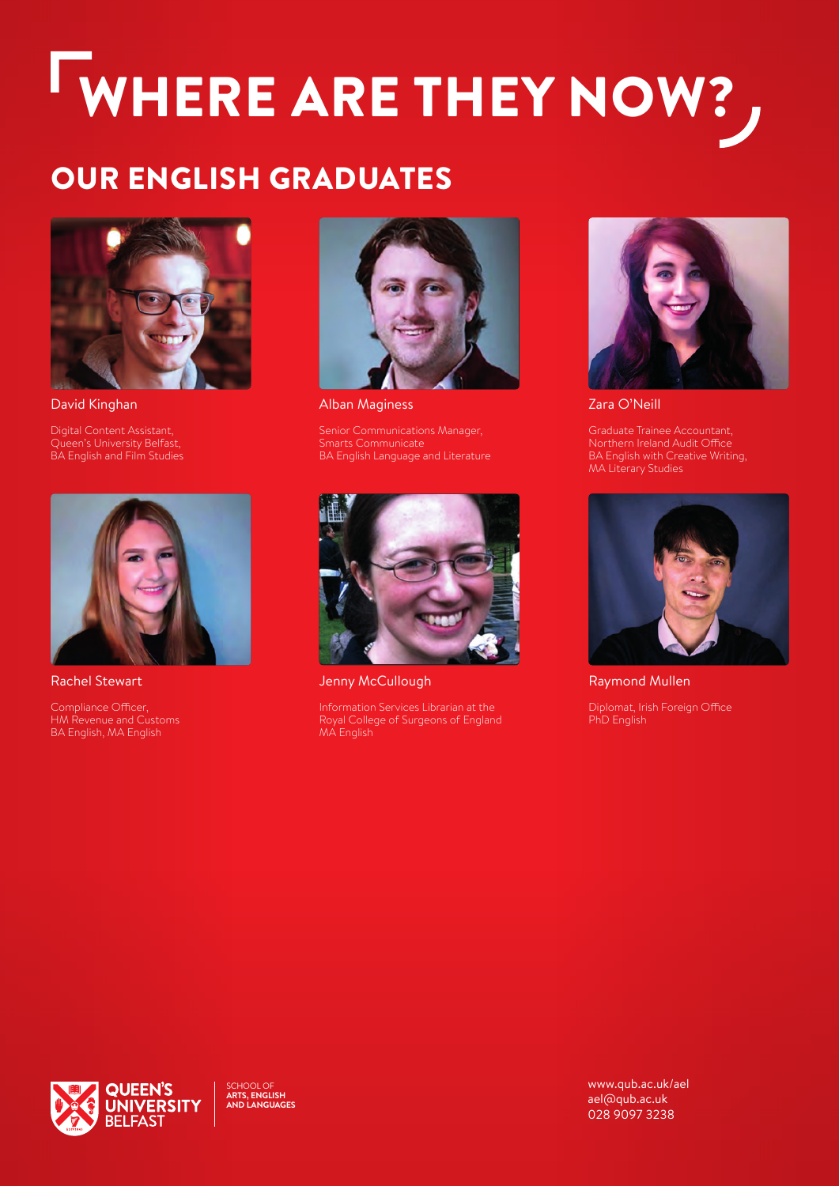# WHERE ARE THEY NOW?

## OUR ENGLISH GRADUATES

David Kinghan

Digital Content Assistant,
Queen's University Belfast,
BA English and Film Studies

Alban Maginess

Senior Communications Manager,
Smarts Communicate
BA English Language and Literature

Zara O'Neill

Graduate Trainee Accountant,
Northern Ireland Audit Office
BA English with Creative Writing,
MA Literary Studies

Rachel Stewart

Compliance Officer,
HM Revenue and Customs
BA English, MA English

Jenny McCullough

Information Services Librarian at the
Royal College of Surgeons of England
MA English

Raymond Mullen

Diplomat, Irish Foreign Office
PhD English

QUEEN'S UNIVERSITY BELFAST

SCHOOL OF
ARTS, ENGLISH
AND LANGUAGES

www.qub.ac.uk/ael
ael@qub.ac.uk
028 9097 3238